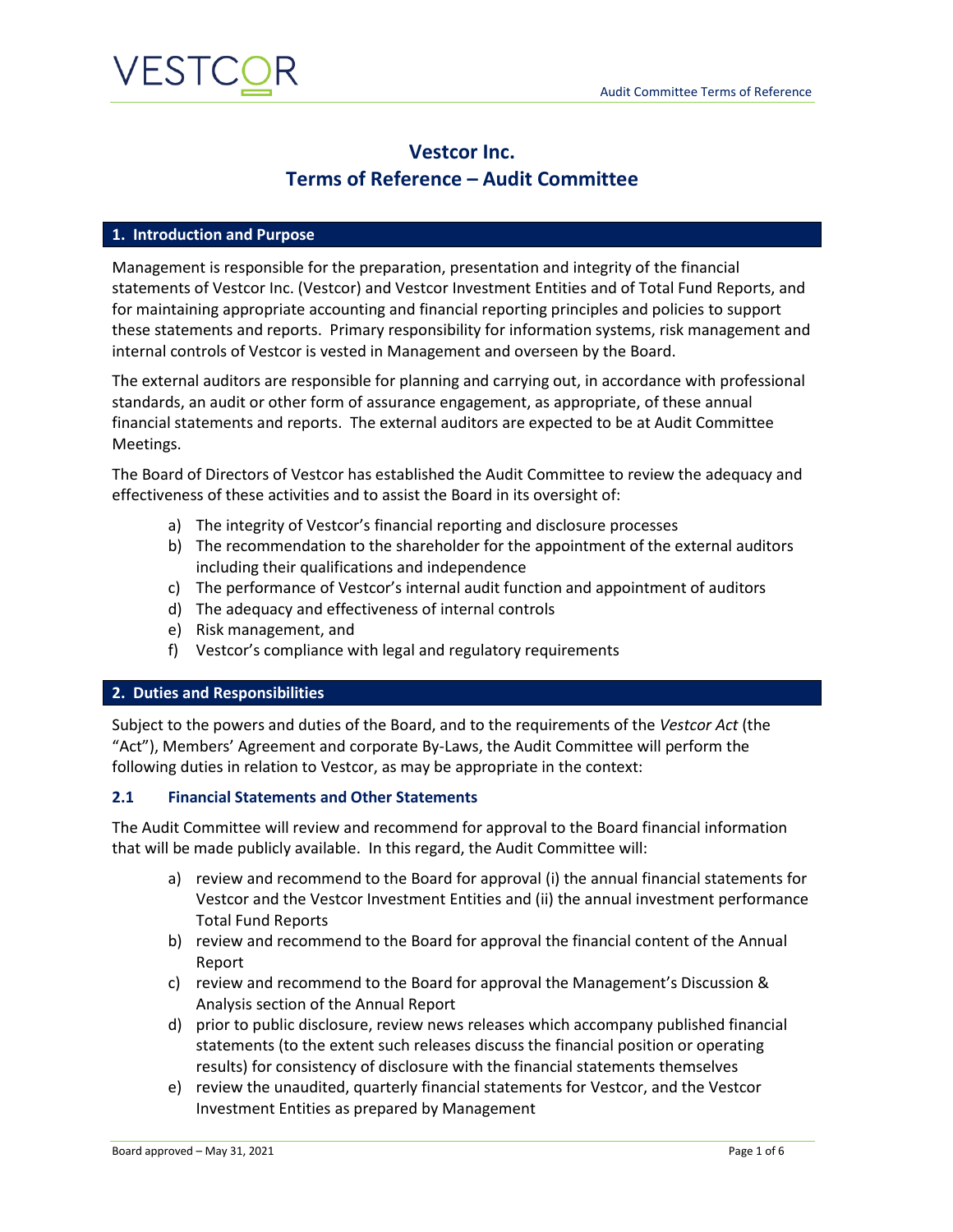# Vestcor Inc.
# Terms of Reference – Audit Committee

## 1. Introduction and Purpose

Management is responsible for the preparation, presentation and integrity of the financial statements of Vestcor Inc. (Vestcor) and Vestcor Investment Entities and of Total Fund Reports, and for maintaining appropriate accounting and financial reporting principles and policies to support these statements and reports. Primary responsibility for information systems, risk management and internal controls of Vestcor is vested in Management and overseen by the Board.

The external auditors are responsible for planning and carrying out, in accordance with professional standards, an audit or other form of assurance engagement, as appropriate, of these annual financial statements and reports. The external auditors are expected to be at Audit Committee Meetings.

The Board of Directors of Vestcor has established the Audit Committee to review the adequacy and effectiveness of these activities and to assist the Board in its oversight of:

a) The integrity of Vestcor's financial reporting and disclosure processes
b) The recommendation to the shareholder for the appointment of the external auditors including their qualifications and independence
c) The performance of Vestcor's internal audit function and appointment of auditors
d) The adequacy and effectiveness of internal controls
e) Risk management, and
f) Vestcor's compliance with legal and regulatory requirements

## 2. Duties and Responsibilities

Subject to the powers and duties of the Board, and to the requirements of the *Vestcor Act* (the "Act"), Members' Agreement and corporate By-Laws, the Audit Committee will perform the following duties in relation to Vestcor, as may be appropriate in the context:

### 2.1 Financial Statements and Other Statements

The Audit Committee will review and recommend for approval to the Board financial information that will be made publicly available. In this regard, the Audit Committee will:

a) review and recommend to the Board for approval (i) the annual financial statements for Vestcor and the Vestcor Investment Entities and (ii) the annual investment performance Total Fund Reports
b) review and recommend to the Board for approval the financial content of the Annual Report
c) review and recommend to the Board for approval the Management's Discussion & Analysis section of the Annual Report
d) prior to public disclosure, review news releases which accompany published financial statements (to the extent such releases discuss the financial position or operating results) for consistency of disclosure with the financial statements themselves
e) review the unaudited, quarterly financial statements for Vestcor, and the Vestcor Investment Entities as prepared by Management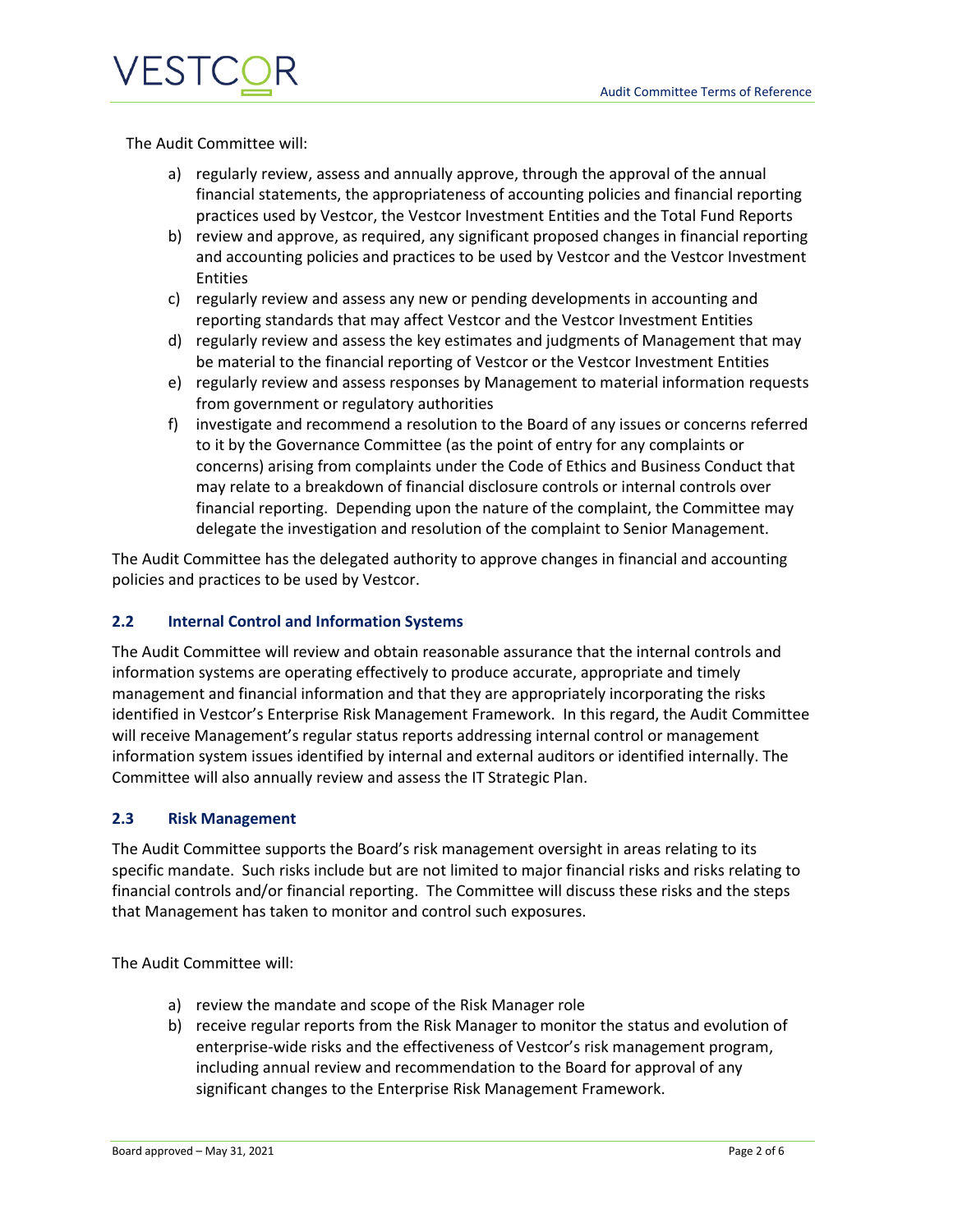The Audit Committee will:

a) regularly review, assess and annually approve, through the approval of the annual financial statements, the appropriateness of accounting policies and financial reporting practices used by Vestcor, the Vestcor Investment Entities and the Total Fund Reports
b) review and approve, as required, any significant proposed changes in financial reporting and accounting policies and practices to be used by Vestcor and the Vestcor Investment Entities
c) regularly review and assess any new or pending developments in accounting and reporting standards that may affect Vestcor and the Vestcor Investment Entities
d) regularly review and assess the key estimates and judgments of Management that may be material to the financial reporting of Vestcor or the Vestcor Investment Entities
e) regularly review and assess responses by Management to material information requests from government or regulatory authorities
f) investigate and recommend a resolution to the Board of any issues or concerns referred to it by the Governance Committee (as the point of entry for any complaints or concerns) arising from complaints under the Code of Ethics and Business Conduct that may relate to a breakdown of financial disclosure controls or internal controls over financial reporting. Depending upon the nature of the complaint, the Committee may delegate the investigation and resolution of the complaint to Senior Management.

The Audit Committee has the delegated authority to approve changes in financial and accounting policies and practices to be used by Vestcor.

### 2.2 Internal Control and Information Systems

The Audit Committee will review and obtain reasonable assurance that the internal controls and information systems are operating effectively to produce accurate, appropriate and timely management and financial information and that they are appropriately incorporating the risks identified in Vestcor's Enterprise Risk Management Framework. In this regard, the Audit Committee will receive Management's regular status reports addressing internal control or management information system issues identified by internal and external auditors or identified internally. The Committee will also annually review and assess the IT Strategic Plan.

### 2.3 Risk Management

The Audit Committee supports the Board's risk management oversight in areas relating to its specific mandate. Such risks include but are not limited to major financial risks and risks relating to financial controls and/or financial reporting. The Committee will discuss these risks and the steps that Management has taken to monitor and control such exposures.

The Audit Committee will:

a) review the mandate and scope of the Risk Manager role
b) receive regular reports from the Risk Manager to monitor the status and evolution of enterprise-wide risks and the effectiveness of Vestcor's risk management program, including annual review and recommendation to the Board for approval of any significant changes to the Enterprise Risk Management Framework.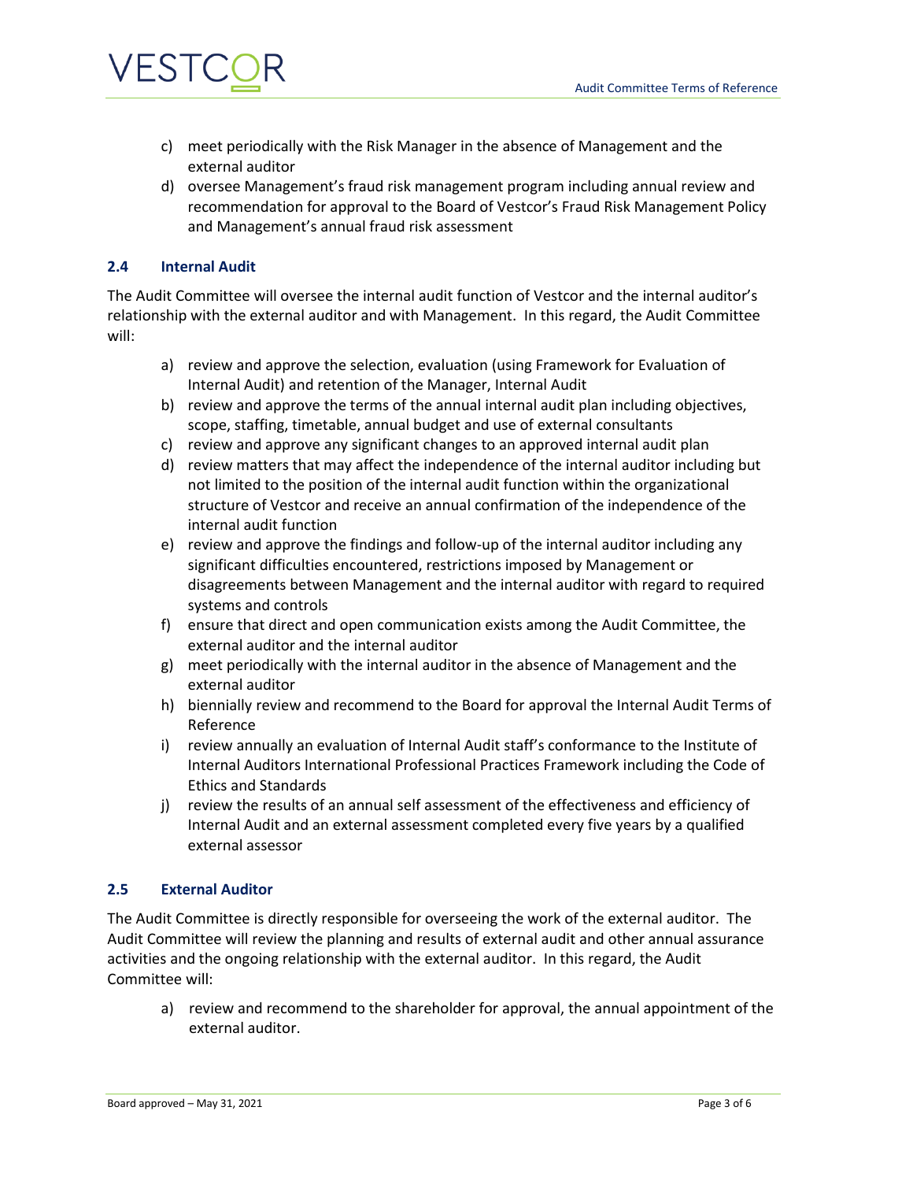c) meet periodically with the Risk Manager in the absence of Management and the external auditor
d) oversee Management's fraud risk management program including annual review and recommendation for approval to the Board of Vestcor's Fraud Risk Management Policy and Management's annual fraud risk assessment

### 2.4 Internal Audit

The Audit Committee will oversee the internal audit function of Vestcor and the internal auditor's relationship with the external auditor and with Management. In this regard, the Audit Committee will:

a) review and approve the selection, evaluation (using Framework for Evaluation of Internal Audit) and retention of the Manager, Internal Audit
b) review and approve the terms of the annual internal audit plan including objectives, scope, staffing, timetable, annual budget and use of external consultants
c) review and approve any significant changes to an approved internal audit plan
d) review matters that may affect the independence of the internal auditor including but not limited to the position of the internal audit function within the organizational structure of Vestcor and receive an annual confirmation of the independence of the internal audit function
e) review and approve the findings and follow-up of the internal auditor including any significant difficulties encountered, restrictions imposed by Management or disagreements between Management and the internal auditor with regard to required systems and controls
f) ensure that direct and open communication exists among the Audit Committee, the external auditor and the internal auditor
g) meet periodically with the internal auditor in the absence of Management and the external auditor
h) biennially review and recommend to the Board for approval the Internal Audit Terms of Reference
i) review annually an evaluation of Internal Audit staff's conformance to the Institute of Internal Auditors International Professional Practices Framework including the Code of Ethics and Standards
j) review the results of an annual self assessment of the effectiveness and efficiency of Internal Audit and an external assessment completed every five years by a qualified external assessor

### 2.5 External Auditor

The Audit Committee is directly responsible for overseeing the work of the external auditor. The Audit Committee will review the planning and results of external audit and other annual assurance activities and the ongoing relationship with the external auditor. In this regard, the Audit Committee will:

a) review and recommend to the shareholder for approval, the annual appointment of the external auditor.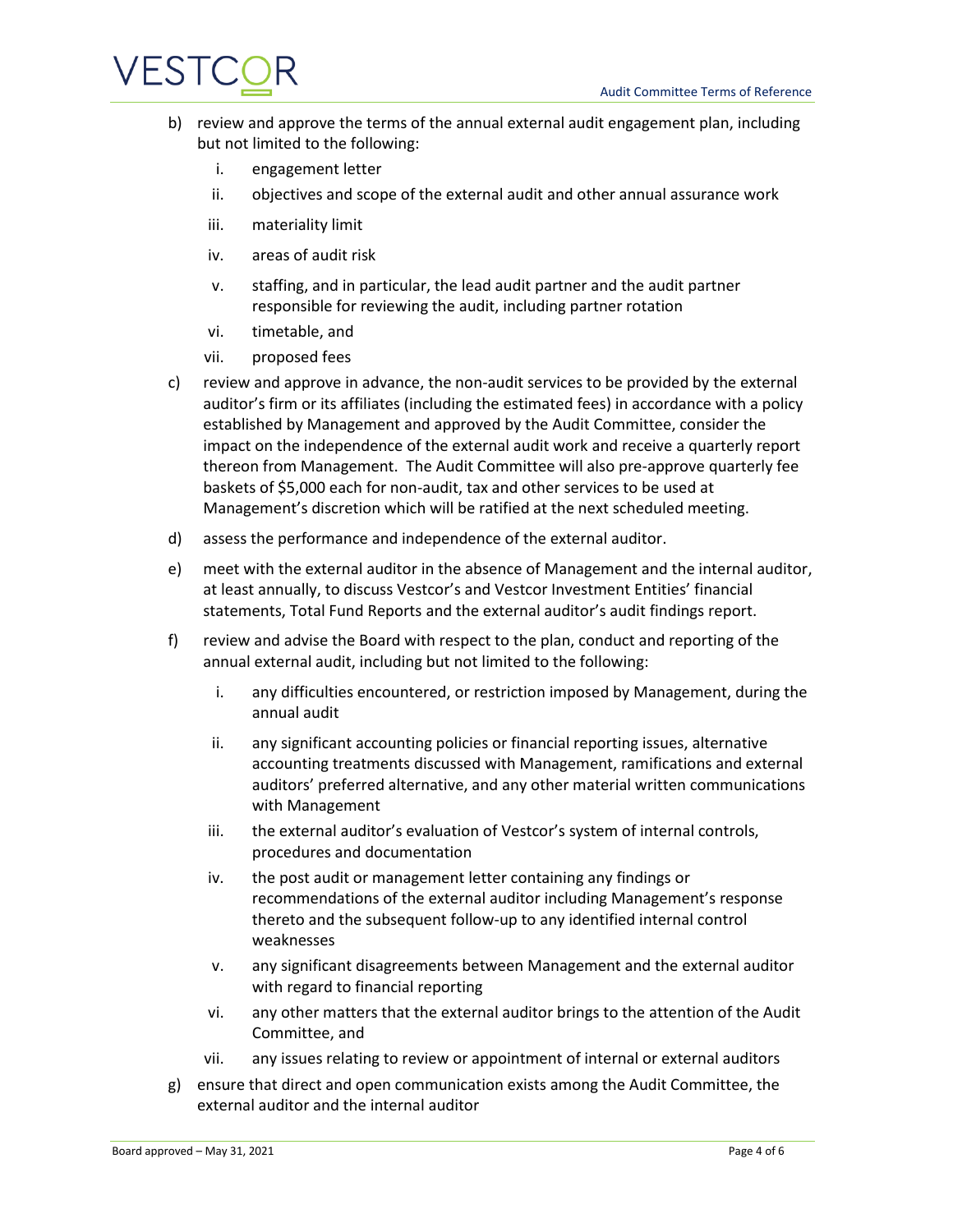b) review and approve the terms of the annual external audit engagement plan, including but not limited to the following:

   i. engagement letter

   ii. objectives and scope of the external audit and other annual assurance work

   iii. materiality limit

   iv. areas of audit risk

   v. staffing, and in particular, the lead audit partner and the audit partner responsible for reviewing the audit, including partner rotation

   vi. timetable, and

   vii. proposed fees

c) review and approve in advance, the non-audit services to be provided by the external auditor's firm or its affiliates (including the estimated fees) in accordance with a policy established by Management and approved by the Audit Committee, consider the impact on the independence of the external audit work and receive a quarterly report thereon from Management. The Audit Committee will also pre-approve quarterly fee baskets of $5,000 each for non-audit, tax and other services to be used at Management's discretion which will be ratified at the next scheduled meeting.

d) assess the performance and independence of the external auditor.

e) meet with the external auditor in the absence of Management and the internal auditor, at least annually, to discuss Vestcor's and Vestcor Investment Entities' financial statements, Total Fund Reports and the external auditor's audit findings report.

f) review and advise the Board with respect to the plan, conduct and reporting of the annual external audit, including but not limited to the following:

   i. any difficulties encountered, or restriction imposed by Management, during the annual audit

   ii. any significant accounting policies or financial reporting issues, alternative accounting treatments discussed with Management, ramifications and external auditors' preferred alternative, and any other material written communications with Management

   iii. the external auditor's evaluation of Vestcor's system of internal controls, procedures and documentation

   iv. the post audit or management letter containing any findings or recommendations of the external auditor including Management's response thereto and the subsequent follow-up to any identified internal control weaknesses

   v. any significant disagreements between Management and the external auditor with regard to financial reporting

   vi. any other matters that the external auditor brings to the attention of the Audit Committee, and

   vii. any issues relating to review or appointment of internal or external auditors

g) ensure that direct and open communication exists among the Audit Committee, the external auditor and the internal auditor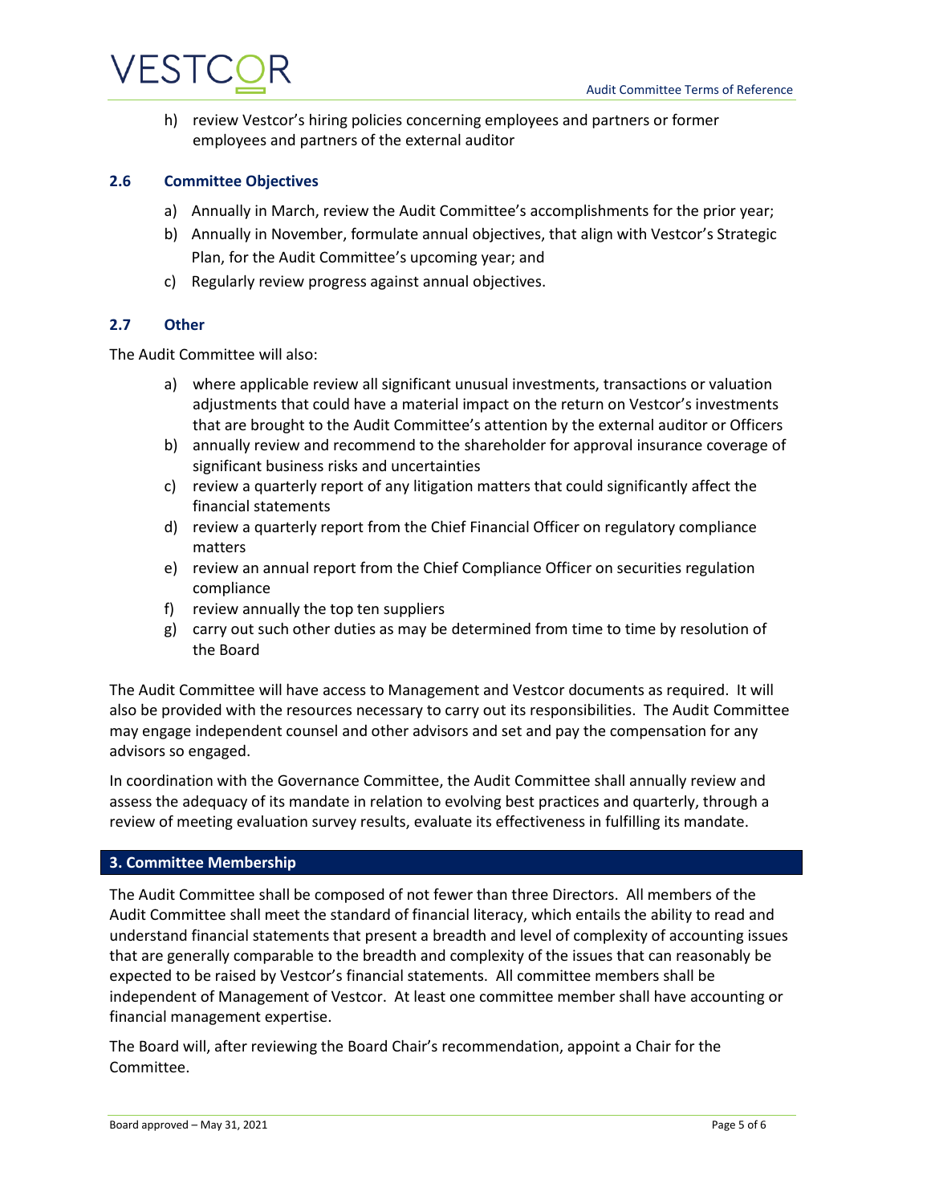h) review Vestcor's hiring policies concerning employees and partners or former employees and partners of the external auditor

### 2.6 Committee Objectives

a) Annually in March, review the Audit Committee's accomplishments for the prior year;
b) Annually in November, formulate annual objectives, that align with Vestcor's Strategic Plan, for the Audit Committee's upcoming year; and
c) Regularly review progress against annual objectives.

### 2.7 Other

The Audit Committee will also:

a) where applicable review all significant unusual investments, transactions or valuation adjustments that could have a material impact on the return on Vestcor's investments that are brought to the Audit Committee's attention by the external auditor or Officers
b) annually review and recommend to the shareholder for approval insurance coverage of significant business risks and uncertainties
c) review a quarterly report of any litigation matters that could significantly affect the financial statements
d) review a quarterly report from the Chief Financial Officer on regulatory compliance matters
e) review an annual report from the Chief Compliance Officer on securities regulation compliance
f) review annually the top ten suppliers
g) carry out such other duties as may be determined from time to time by resolution of the Board

The Audit Committee will have access to Management and Vestcor documents as required. It will also be provided with the resources necessary to carry out its responsibilities. The Audit Committee may engage independent counsel and other advisors and set and pay the compensation for any advisors so engaged.

In coordination with the Governance Committee, the Audit Committee shall annually review and assess the adequacy of its mandate in relation to evolving best practices and quarterly, through a review of meeting evaluation survey results, evaluate its effectiveness in fulfilling its mandate.

## 3. Committee Membership

The Audit Committee shall be composed of not fewer than three Directors. All members of the Audit Committee shall meet the standard of financial literacy, which entails the ability to read and understand financial statements that present a breadth and level of complexity of accounting issues that are generally comparable to the breadth and complexity of the issues that can reasonably be expected to be raised by Vestcor's financial statements. All committee members shall be independent of Management of Vestcor. At least one committee member shall have accounting or financial management expertise.

The Board will, after reviewing the Board Chair's recommendation, appoint a Chair for the Committee.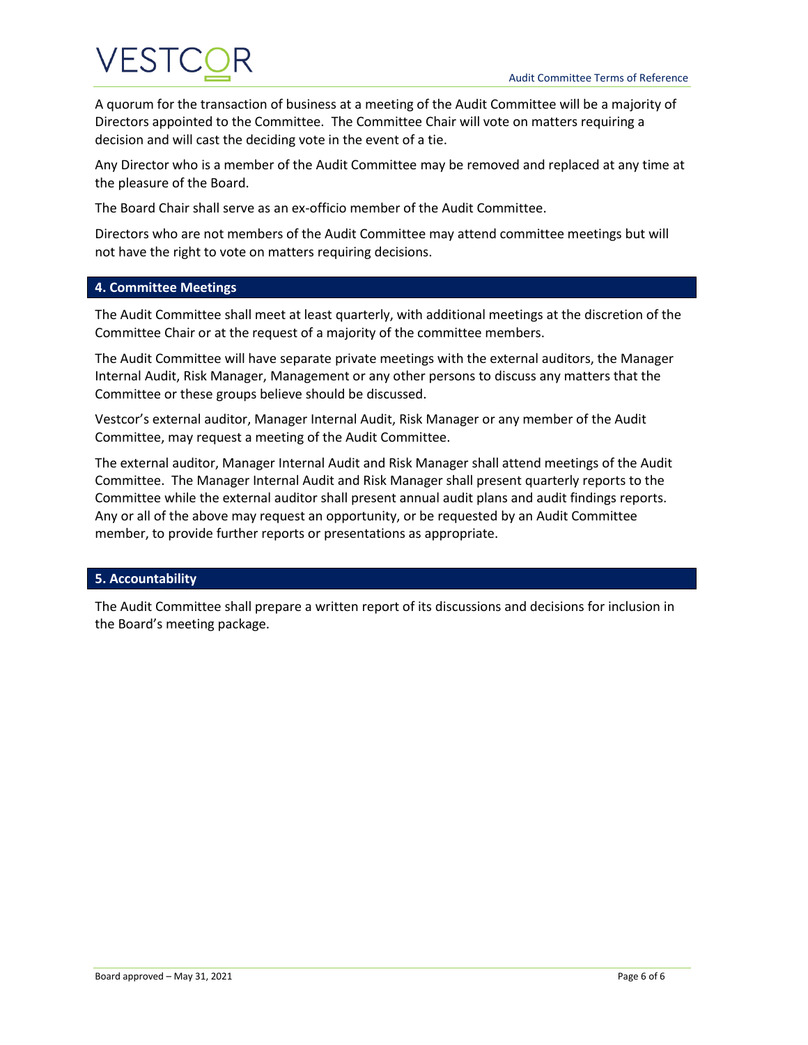A quorum for the transaction of business at a meeting of the Audit Committee will be a majority of Directors appointed to the Committee. The Committee Chair will vote on matters requiring a decision and will cast the deciding vote in the event of a tie.

Any Director who is a member of the Audit Committee may be removed and replaced at any time at the pleasure of the Board.

The Board Chair shall serve as an ex-officio member of the Audit Committee.

Directors who are not members of the Audit Committee may attend committee meetings but will not have the right to vote on matters requiring decisions.

## 4. Committee Meetings

The Audit Committee shall meet at least quarterly, with additional meetings at the discretion of the Committee Chair or at the request of a majority of the committee members.

The Audit Committee will have separate private meetings with the external auditors, the Manager Internal Audit, Risk Manager, Management or any other persons to discuss any matters that the Committee or these groups believe should be discussed.

Vestcor's external auditor, Manager Internal Audit, Risk Manager or any member of the Audit Committee, may request a meeting of the Audit Committee.

The external auditor, Manager Internal Audit and Risk Manager shall attend meetings of the Audit Committee. The Manager Internal Audit and Risk Manager shall present quarterly reports to the Committee while the external auditor shall present annual audit plans and audit findings reports. Any or all of the above may request an opportunity, or be requested by an Audit Committee member, to provide further reports or presentations as appropriate.

## 5. Accountability

The Audit Committee shall prepare a written report of its discussions and decisions for inclusion in the Board's meeting package.

Board approved – May 31, 2021